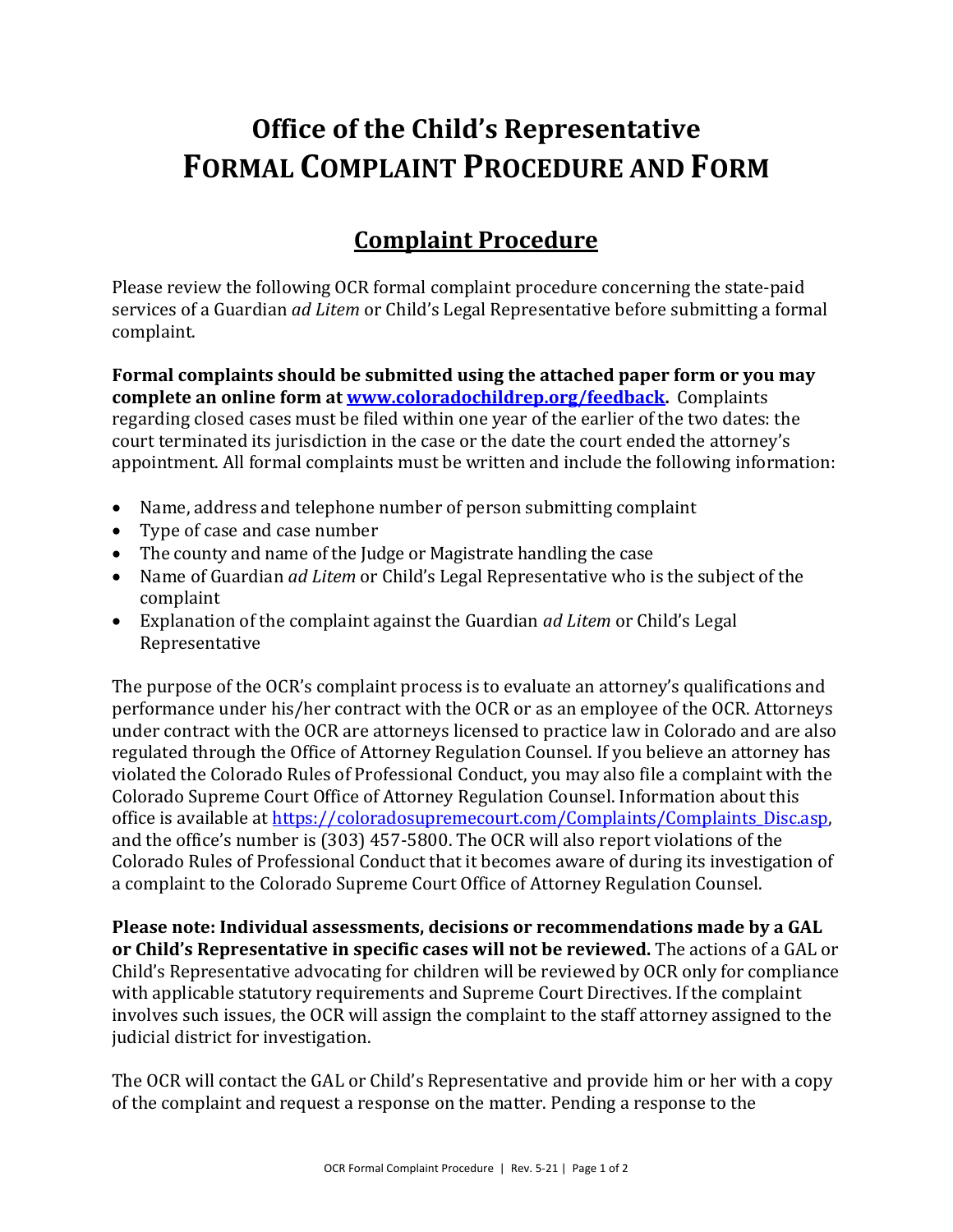# Office of the Child's Representative
# FORMAL COMPLAINT PROCEDURE AND FORM

## Complaint Procedure

Please review the following OCR formal complaint procedure concerning the state-paid services of a Guardian *ad Litem* or Child's Legal Representative before submitting a formal complaint.

**Formal complaints should be submitted using the attached paper form or you may complete an online form at [www.coloradochildrep.org/feedback](http://www.coloradochildrep.org/feedback).** Complaints regarding closed cases must be filed within one year of the earlier of the two dates: the court terminated its jurisdiction in the case or the date the court ended the attorney's appointment. All formal complaints must be written and include the following information:

- Name, address and telephone number of person submitting complaint
- Type of case and case number
- The county and name of the Judge or Magistrate handling the case
- Name of Guardian *ad Litem* or Child's Legal Representative who is the subject of the complaint
- Explanation of the complaint against the Guardian *ad Litem* or Child's Legal Representative

The purpose of the OCR's complaint process is to evaluate an attorney's qualifications and performance under his/her contract with the OCR or as an employee of the OCR. Attorneys under contract with the OCR are attorneys licensed to practice law in Colorado and are also regulated through the Office of Attorney Regulation Counsel. If you believe an attorney has violated the Colorado Rules of Professional Conduct, you may also file a complaint with the Colorado Supreme Court Office of Attorney Regulation Counsel. Information about this office is available at [https://coloradosupremecourt.com/Complaints/Complaints_Disc.asp](https://coloradosupremecourt.com/Complaints/Complaints_Disc.asp), and the office's number is (303) 457-5800. The OCR will also report violations of the Colorado Rules of Professional Conduct that it becomes aware of during its investigation of a complaint to the Colorado Supreme Court Office of Attorney Regulation Counsel.

**Please note: Individual assessments, decisions or recommendations made by a GAL or Child's Representative in specific cases will not be reviewed.** The actions of a GAL or Child's Representative advocating for children will be reviewed by OCR only for compliance with applicable statutory requirements and Supreme Court Directives. If the complaint involves such issues, the OCR will assign the complaint to the staff attorney assigned to the judicial district for investigation.

The OCR will contact the GAL or Child's Representative and provide him or her with a copy of the complaint and request a response on the matter. Pending a response to the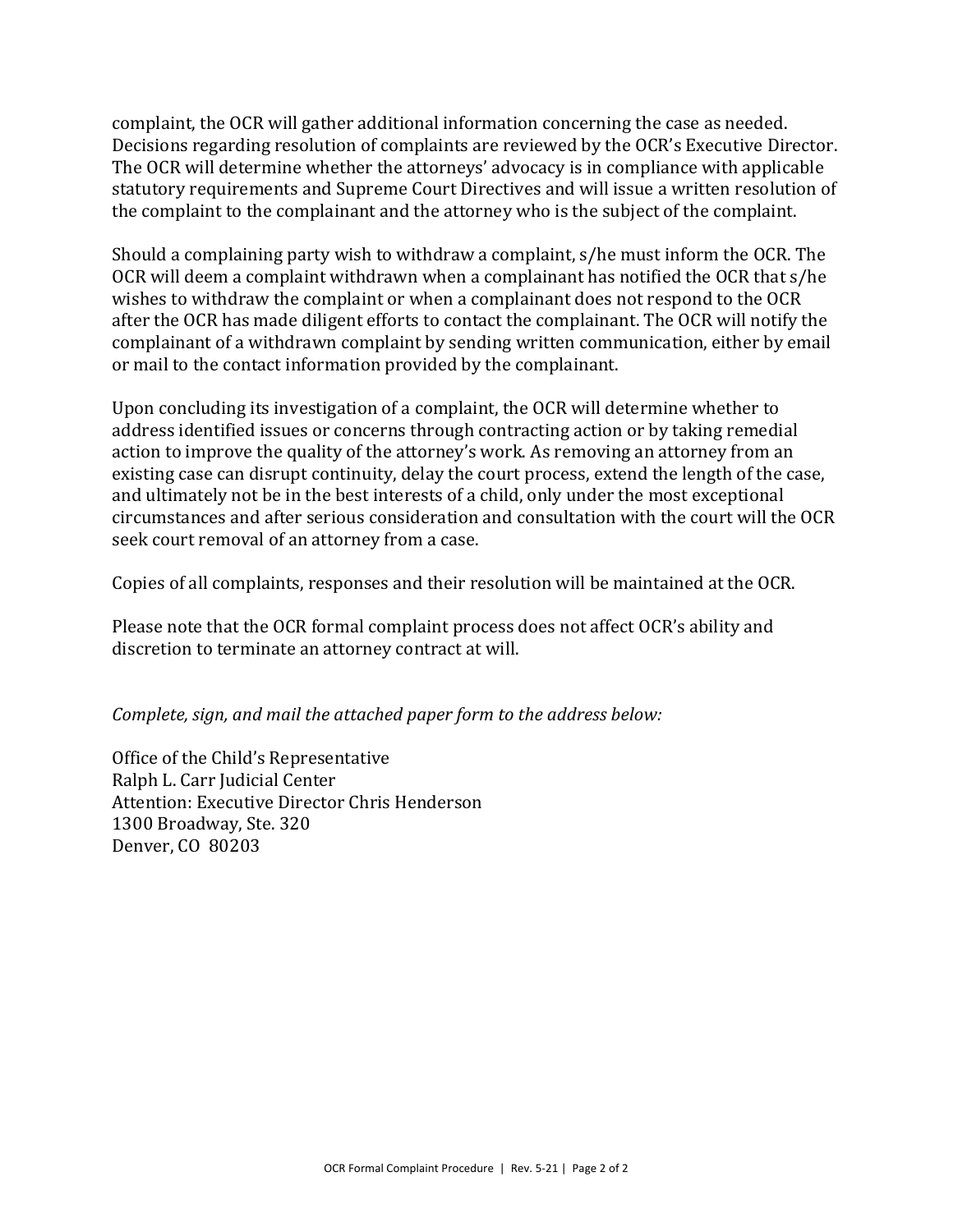complaint, the OCR will gather additional information concerning the case as needed. Decisions regarding resolution of complaints are reviewed by the OCR's Executive Director. The OCR will determine whether the attorneys' advocacy is in compliance with applicable statutory requirements and Supreme Court Directives and will issue a written resolution of the complaint to the complainant and the attorney who is the subject of the complaint.

Should a complaining party wish to withdraw a complaint, s/he must inform the OCR. The OCR will deem a complaint withdrawn when a complainant has notified the OCR that s/he wishes to withdraw the complaint or when a complainant does not respond to the OCR after the OCR has made diligent efforts to contact the complainant. The OCR will notify the complainant of a withdrawn complaint by sending written communication, either by email or mail to the contact information provided by the complainant.

Upon concluding its investigation of a complaint, the OCR will determine whether to address identified issues or concerns through contracting action or by taking remedial action to improve the quality of the attorney's work. As removing an attorney from an existing case can disrupt continuity, delay the court process, extend the length of the case, and ultimately not be in the best interests of a child, only under the most exceptional circumstances and after serious consideration and consultation with the court will the OCR seek court removal of an attorney from a case.

Copies of all complaints, responses and their resolution will be maintained at the OCR.

Please note that the OCR formal complaint process does not affect OCR's ability and discretion to terminate an attorney contract at will.

*Complete, sign, and mail the attached paper form to the address below:*

Office of the Child's Representative
Ralph L. Carr Judicial Center
Attention: Executive Director Chris Henderson
1300 Broadway, Ste. 320
Denver, CO 80203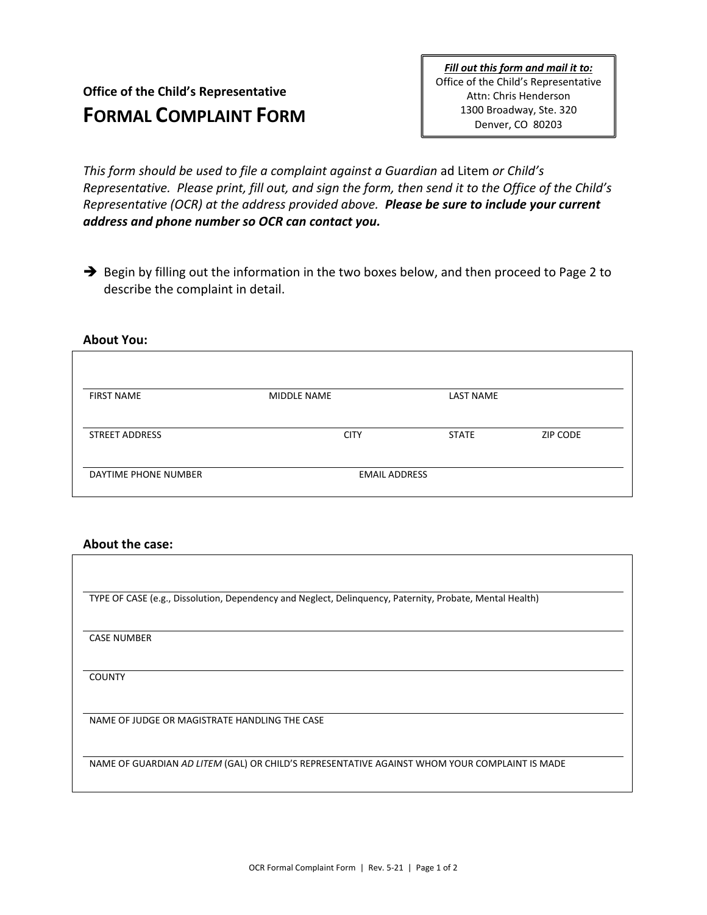**Office of the Child's Representative**

# FORMAL COMPLAINT FORM

| *Fill out this form and mail it to:* |
|---|
| Office of the Child's Representative<br>Attn: Chris Henderson<br>1300 Broadway, Ste. 320<br>Denver, CO 80203 |

*This form should be used to file a complaint against a Guardian* ad Litem *or Child's Representative. Please print, fill out, and sign the form, then send it to the Office of the Child's Representative (OCR) at the address provided above.* ***Please be sure to include your current address and phone number so OCR can contact you.***

➔ Begin by filling out the information in the two boxes below, and then proceed to Page 2 to describe the complaint in detail.

**About You:**

| FIRST NAME | MIDDLE NAME | LAST NAME | |
|---|---|---|---|
| STREET ADDRESS | CITY | STATE | ZIP CODE |
| DAYTIME PHONE NUMBER | EMAIL ADDRESS | | |

**About the case:**

TYPE OF CASE (e.g., Dissolution, Dependency and Neglect, Delinquency, Paternity, Probate, Mental Health)

CASE NUMBER

COUNTY

NAME OF JUDGE OR MAGISTRATE HANDLING THE CASE

NAME OF GUARDIAN *AD LITEM* (GAL) OR CHILD'S REPRESENTATIVE AGAINST WHOM YOUR COMPLAINT IS MADE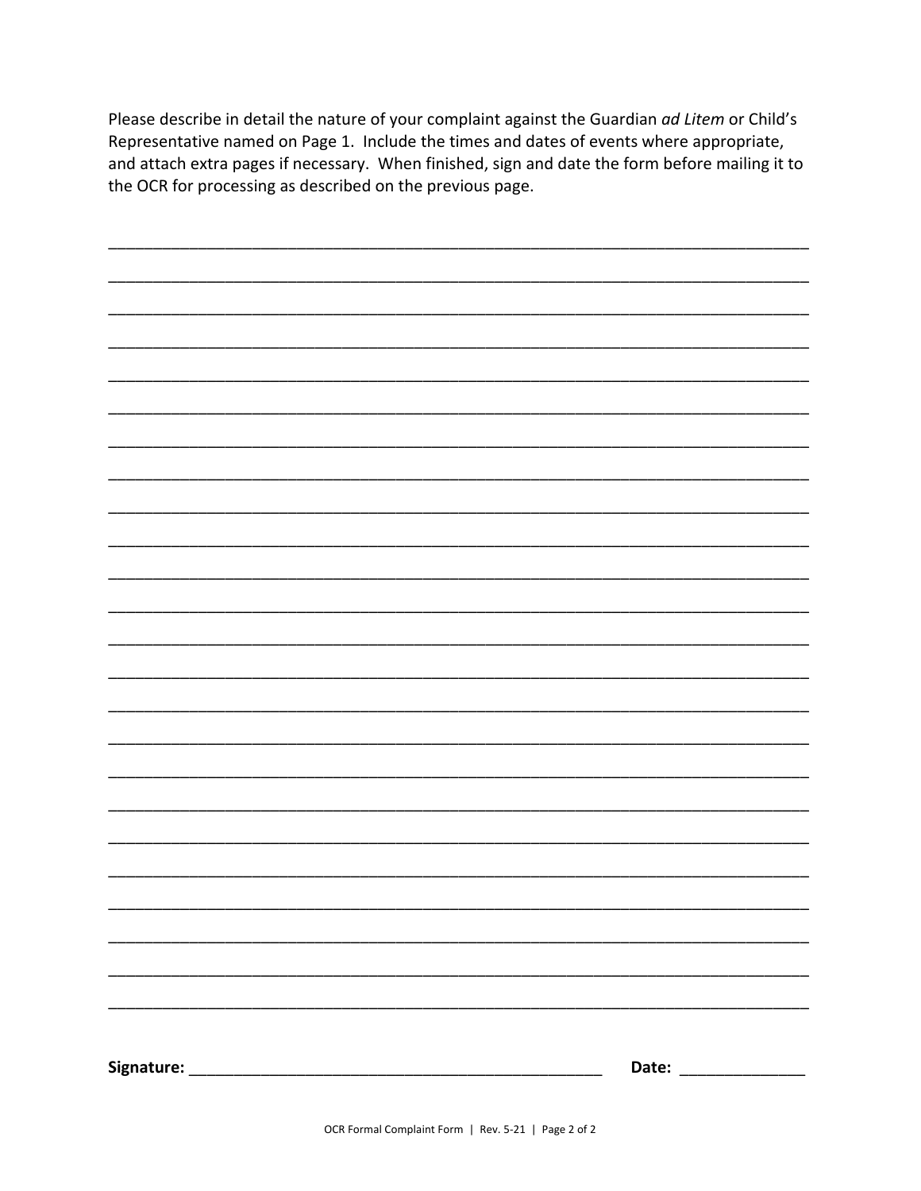Please describe in detail the nature of your complaint against the Guardian *ad Litem* or Child's Representative named on Page 1. Include the times and dates of events where appropriate, and attach extra pages if necessary. When finished, sign and date the form before mailing it to the OCR for processing as described on the previous page.

______________________________________________________________________________

______________________________________________________________________________

______________________________________________________________________________

______________________________________________________________________________

______________________________________________________________________________

______________________________________________________________________________

______________________________________________________________________________

______________________________________________________________________________

______________________________________________________________________________

______________________________________________________________________________

______________________________________________________________________________

______________________________________________________________________________

______________________________________________________________________________

______________________________________________________________________________

______________________________________________________________________________

______________________________________________________________________________

______________________________________________________________________________

______________________________________________________________________________

______________________________________________________________________________

______________________________________________________________________________

______________________________________________________________________________

______________________________________________________________________________

______________________________________________________________________________

______________________________________________________________________________

**Signature:** _______________________________________________ **Date:** _____________